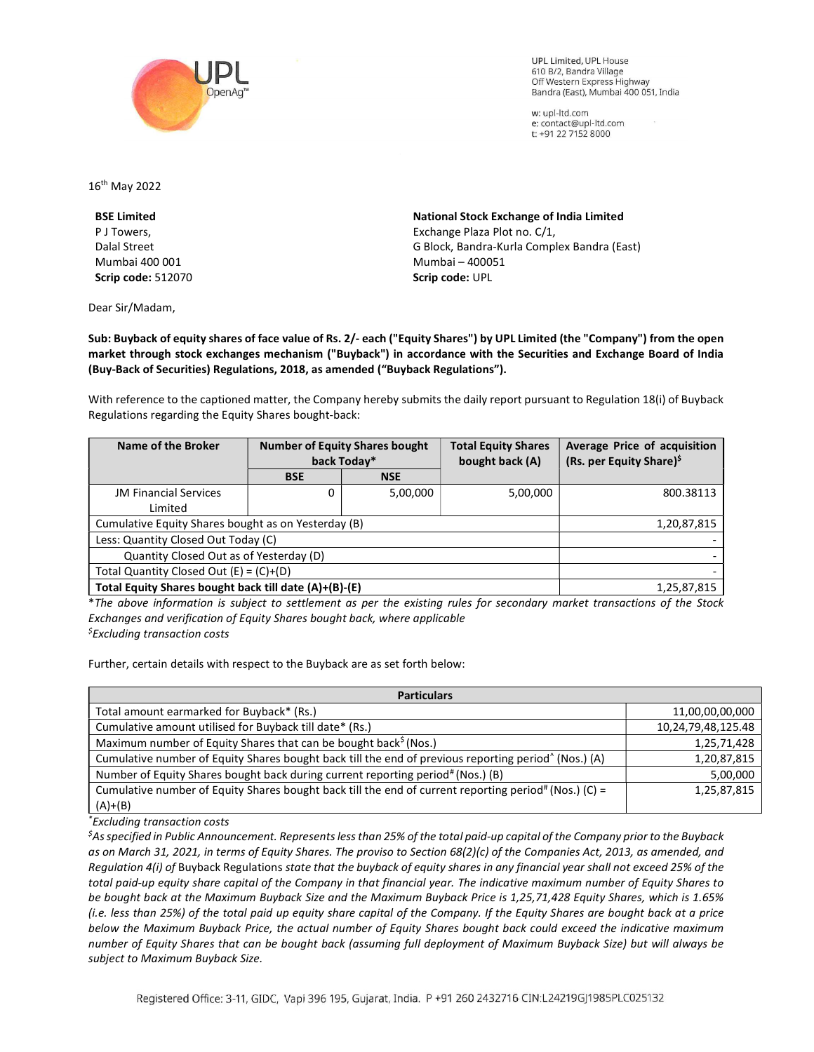UPL Limited, UPL House
610 B/2, Bandra Village
Off Western Express Highway
Bandra (East), Mumbai 400 051, India

w: upl-ltd.com
e: contact@upl-ltd.com
t: +91 22 7152 8000

16th May 2022

**BSE Limited**
P J Towers,
Dalal Street
Mumbai 400 001
**Scrip code:** 512070

**National Stock Exchange of India Limited**
Exchange Plaza Plot no. C/1,
G Block, Bandra-Kurla Complex Bandra (East)
Mumbai – 400051
**Scrip code:** UPL

Dear Sir/Madam,

**Sub: Buyback of equity shares of face value of Rs. 2/- each ("Equity Shares") by UPL Limited (the "Company") from the open market through stock exchanges mechanism ("Buyback") in accordance with the Securities and Exchange Board of India (Buy-Back of Securities) Regulations, 2018, as amended ("Buyback Regulations").**

With reference to the captioned matter, the Company hereby submits the daily report pursuant to Regulation 18(i) of Buyback Regulations regarding the Equity Shares bought-back:

| Name of the Broker | Number of Equity Shares bought back Today* | | Total Equity Shares bought back (A) | Average Price of acquisition (Rs. per Equity Share)$ |
|---|---|---|---|---|
| | BSE | NSE | | |
| JM Financial Services Limited | 0 | 5,00,000 | 5,00,000 | 800.38113 |
| Cumulative Equity Shares bought as on Yesterday (B) | | | | 1,20,87,815 |
| Less: Quantity Closed Out Today (C) | | | | - |
| Quantity Closed Out as of Yesterday (D) | | | | - |
| Total Quantity Closed Out (E) = (C)+(D) | | | | - |
| **Total Equity Shares bought back till date (A)+(B)-(E)** | | | | 1,25,87,815 |

**The above information is subject to settlement as per the existing rules for secondary market transactions of the Stock Exchanges and verification of Equity Shares bought back, where applicable*
*$Excluding transaction costs*

Further, certain details with respect to the Buyback are as set forth below:

| Particulars | |
|---|---|
| Total amount earmarked for Buyback* (Rs.) | 11,00,00,00,000 |
| Cumulative amount utilised for Buyback till date* (Rs.) | 10,24,79,48,125.48 |
| Maximum number of Equity Shares that can be bought back$ (Nos.) | 1,25,71,428 |
| Cumulative number of Equity Shares bought back till the end of previous reporting period^ (Nos.) (A) | 1,20,87,815 |
| Number of Equity Shares bought back during current reporting period# (Nos.) (B) | 5,00,000 |
| Cumulative number of Equity Shares bought back till the end of current reporting period# (Nos.) (C) = (A)+(B) | 1,25,87,815 |

*\*Excluding transaction costs*
*$As specified in Public Announcement. Represents less than 25% of the total paid-up capital of the Company prior to the Buyback as on March 31, 2021, in terms of Equity Shares. The proviso to Section 68(2)(c) of the Companies Act, 2013, as amended, and Regulation 4(i) of* Buyback Regulations *state that the buyback of equity shares in any financial year shall not exceed 25% of the total paid-up equity share capital of the Company in that financial year. The indicative maximum number of Equity Shares to be bought back at the Maximum Buyback Size and the Maximum Buyback Price is 1,25,71,428 Equity Shares, which is 1.65% (i.e. less than 25%) of the total paid up equity share capital of the Company. If the Equity Shares are bought back at a price below the Maximum Buyback Price, the actual number of Equity Shares bought back could exceed the indicative maximum number of Equity Shares that can be bought back (assuming full deployment of Maximum Buyback Size) but will always be subject to Maximum Buyback Size.*

Registered Office: 3-11, GIDC, Vapi 396 195, Gujarat, India. P +91 260 2432716 CIN:L24219GJ1985PLC025132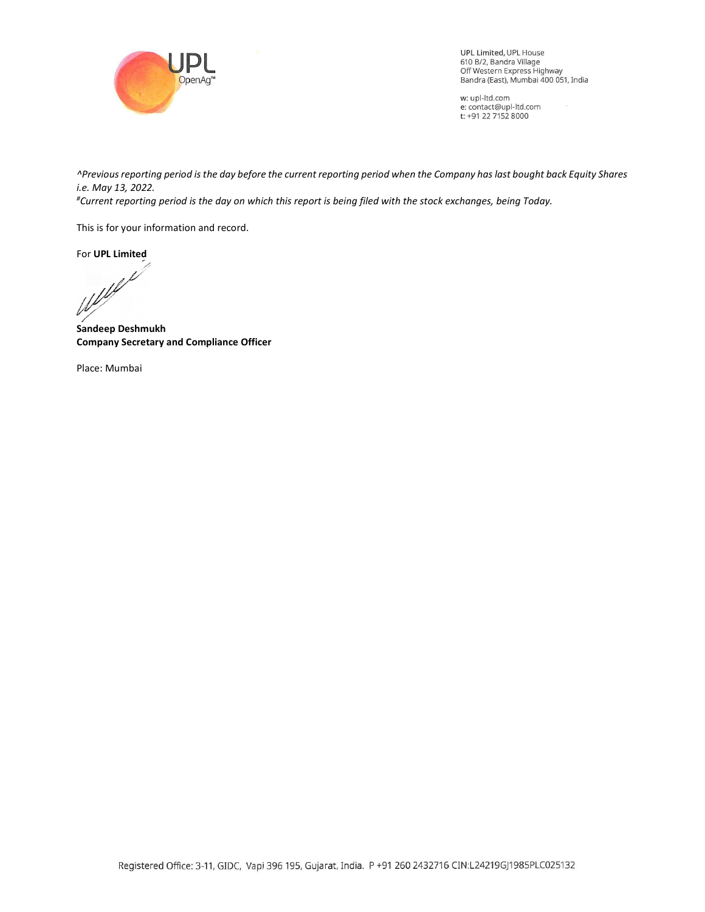*^Previous reporting period is the day before the current reporting period when the Company has last bought back Equity Shares i.e. May 13, 2022.*
*#Current reporting period is the day on which this report is being filed with the stock exchanges, being Today.*

This is for your information and record.

For **UPL Limited**

**Sandeep Deshmukh**
**Company Secretary and Compliance Officer**

Place: Mumbai